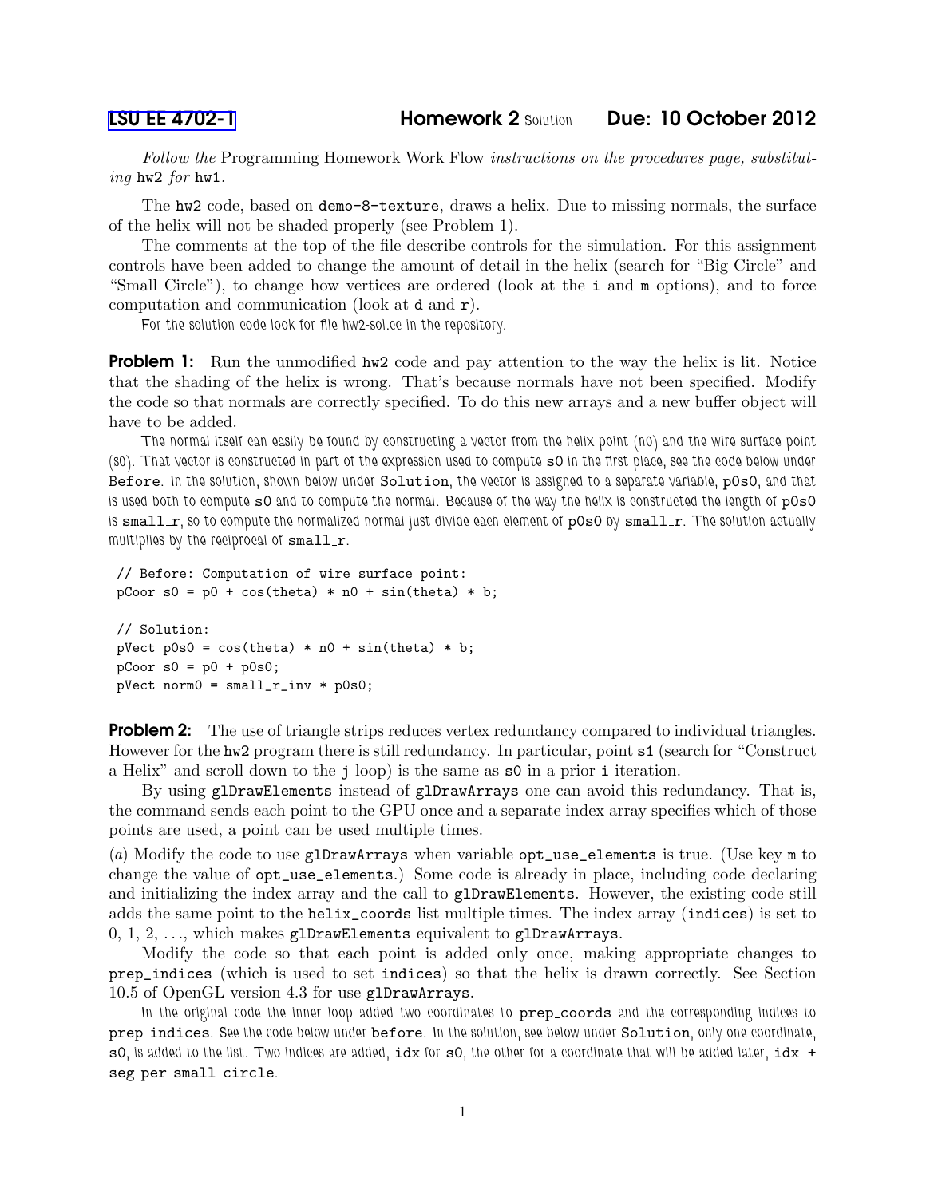**LSU EE 4702-1** **Homework 2** Solution **Due: 10 October 2012**

*Follow the* Programming Homework Work Flow *instructions on the procedures page, substituting* `hw2` *for* `hw1`.

The `hw2` code, based on `demo-8-texture`, draws a helix. Due to missing normals, the surface of the helix will not be shaded properly (see Problem 1).

The comments at the top of the file describe controls for the simulation. For this assignment controls have been added to change the amount of detail in the helix (search for "Big Circle" and "Small Circle"), to change how vertices are ordered (look at the `i` and `m` options), and to force computation and communication (look at `d` and `r`).

*For the solution code look for file hw2-sol.cc in the repository.*

**Problem 1:** Run the unmodified `hw2` code and pay attention to the way the helix is lit. Notice that the shading of the helix is wrong. That's because normals have not been specified. Modify the code so that normals are correctly specified. To do this new arrays and a new buffer object will have to be added.

*The normal itself can easily be found by constructing a vector from the helix point (n0) and the wire surface point (s0). That vector is constructed in part of the expression used to compute* `s0` *in the first place, see the code below under* `Before`*. In the solution, shown below under* `Solution`*, the vector is assigned to a separate variable,* `p0s0`*, and that is used both to compute* `s0` *and to compute the normal. Because of the way the helix is constructed the length of* `p0s0` *is* `small_r`*, so to compute the normalized normal just divide each element of* `p0s0` *by* `small_r`*. The solution actually multiplies by the reciprocal of* `small_r`*.*

```
// Before: Computation of wire surface point:
pCoor s0 = p0 + cos(theta) * n0 + sin(theta) * b;

// Solution:
pVect p0s0 = cos(theta) * n0 + sin(theta) * b;
pCoor s0 = p0 + p0s0;
pVect norm0 = small_r_inv * p0s0;
```

**Problem 2:** The use of triangle strips reduces vertex redundancy compared to individual triangles. However for the `hw2` program there is still redundancy. In particular, point `s1` (search for "Construct a Helix" and scroll down to the `j` loop) is the same as `s0` in a prior `i` iteration.

By using `glDrawElements` instead of `glDrawArrays` one can avoid this redundancy. That is, the command sends each point to the GPU once and a separate index array specifies which of those points are used, a point can be used multiple times.

(*a*) Modify the code to use `glDrawArrays` when variable `opt_use_elements` is true. (Use key `m` to change the value of `opt_use_elements`.) Some code is already in place, including code declaring and initializing the index array and the call to `glDrawElements`. However, the existing code still adds the same point to the `helix_coords` list multiple times. The index array (`indices`) is set to 0, 1, 2, . . ., which makes `glDrawElements` equivalent to `glDrawArrays`.

Modify the code so that each point is added only once, making appropriate changes to `prep_indices` (which is used to set `indices`) so that the helix is drawn correctly. See Section 10.5 of OpenGL version 4.3 for use `glDrawArrays`.

*In the original code the inner loop added two coordinates to* `prep_coords` *and the corresponding indices to* `prep_indices`*. See the code below under* `before`*. In the solution, see below under* `Solution`*, only one coordinate,* `s0`*, is added to the list. Two indices are added,* `idx` *for* `s0`*, the other for a coordinate that will be added later,* `idx + seg_per_small_circle`*.*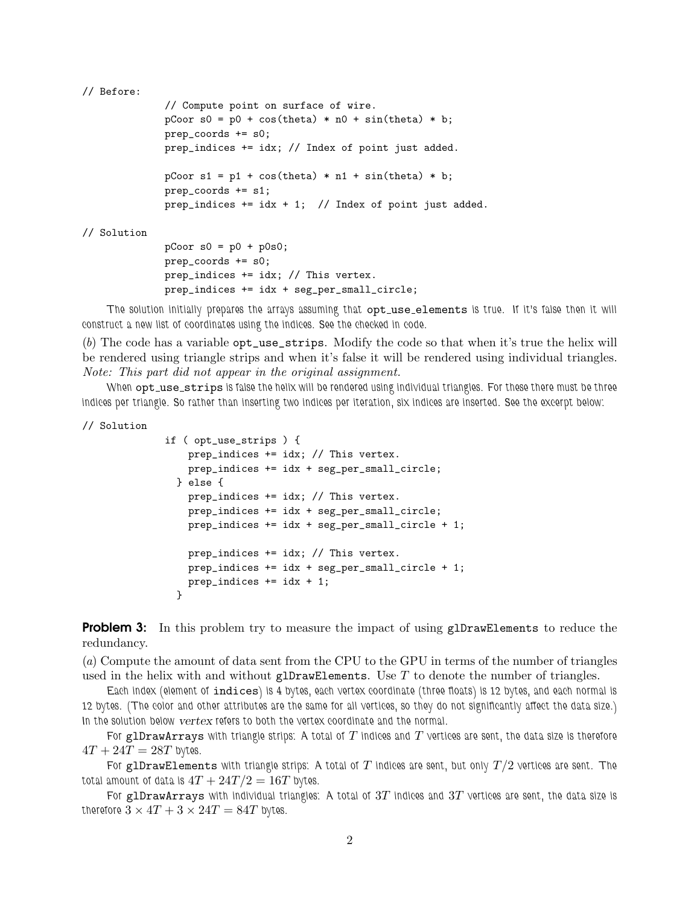```
// Before:
            // Compute point on surface of wire.
            pCoor s0 = p0 + cos(theta) * n0 + sin(theta) * b;
            prep_coords += s0;
            prep_indices += idx; // Index of point just added.

            pCoor s1 = p1 + cos(theta) * n1 + sin(theta) * b;
            prep_coords += s1;
            prep_indices += idx + 1;  // Index of point just added.

// Solution
            pCoor s0 = p0 + p0s0;
            prep_coords += s0;
            prep_indices += idx; // This vertex.
            prep_indices += idx + seg_per_small_circle;
```

The solution initially prepares the arrays assuming that `opt_use_elements` is true. If it's false then it will construct a new list of coordinates using the indices. See the checked in code.

(*b*) The code has a variable `opt_use_strips`. Modify the code so that when it's true the helix will be rendered using triangle strips and when it's false it will be rendered using individual triangles. *Note: This part did not appear in the original assignment.*

When `opt_use_strips` is false the helix will be rendered using individual triangles. For these there must be three indices per triangle. So rather than inserting two indices per iteration, six indices are inserted. See the excerpt below:

```
// Solution
            if ( opt_use_strips ) {
                prep_indices += idx; // This vertex.
                prep_indices += idx + seg_per_small_circle;
              } else {
                prep_indices += idx; // This vertex.
                prep_indices += idx + seg_per_small_circle;
                prep_indices += idx + seg_per_small_circle + 1;

                prep_indices += idx; // This vertex.
                prep_indices += idx + seg_per_small_circle + 1;
                prep_indices += idx + 1;
              }
```

**Problem 3:** In this problem try to measure the impact of using `glDrawElements` to reduce the redundancy.

(*a*) Compute the amount of data sent from the CPU to the GPU in terms of the number of triangles used in the helix with and without `glDrawElements`. Use $T$ to denote the number of triangles.

Each index (element of `indices`) is 4 bytes, each vertex coordinate (three floats) is 12 bytes, and each normal is 12 bytes. (The color and other attributes are the same for all vertices, so they do not significantly affect the data size.) In the solution below *vertex* refers to both the vertex coordinate and the normal.

For `glDrawArrays` with triangle strips: A total of $T$ indices and $T$ vertices are sent, the data size is therefore $4T + 24T = 28T$ bytes.

For `glDrawElements` with triangle strips: A total of $T$ indices are sent, but only $T/2$ vertices are sent. The total amount of data is $4T + 24T/2 = 16T$ bytes.

For `glDrawArrays` with individual triangles: A total of $3T$ indices and $3T$ vertices are sent, the data size is therefore $3 \times 4T + 3 \times 24T = 84T$ bytes.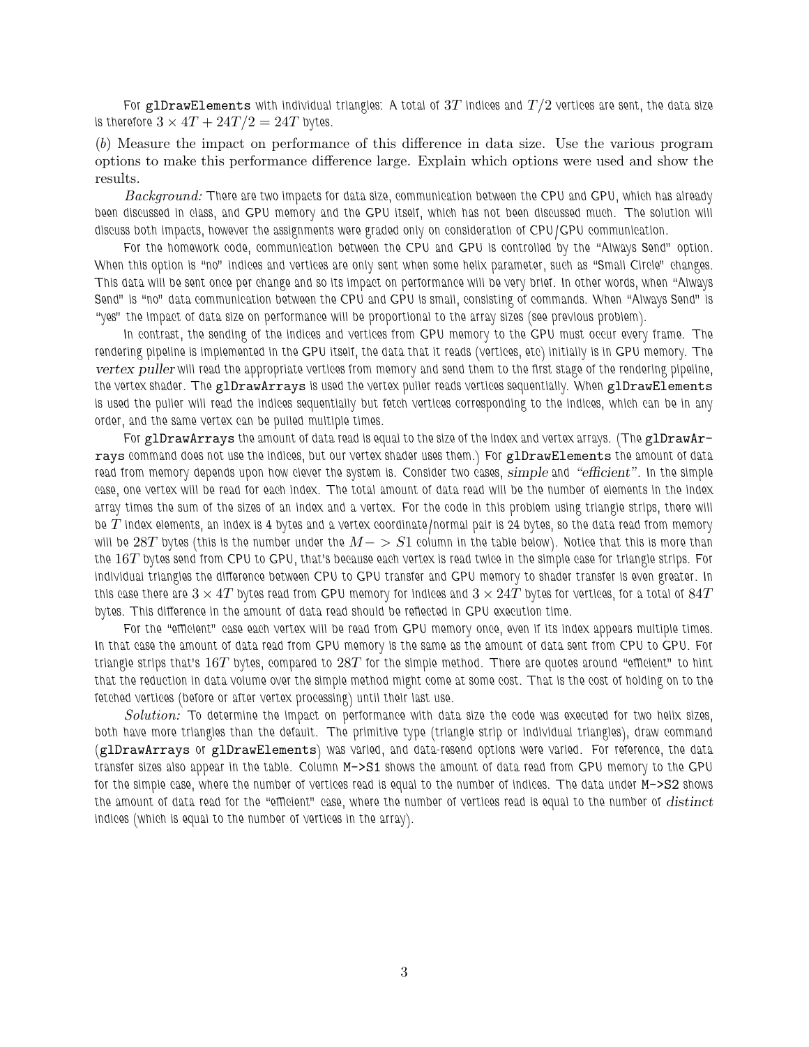For `glDrawElements` with individual triangles: A total of $3T$ indices and $T/2$ vertices are sent, the data size is therefore $3 \times 4T + 24T/2 = 24T$ bytes.

(*b*) Measure the impact on performance of this difference in data size. Use the various program options to make this performance difference large. Explain which options were used and show the results.

*Background:* There are two impacts for data size, communication between the CPU and GPU, which has already been discussed in class, and GPU memory and the GPU itself, which has not been discussed much. The solution will discuss both impacts, however the assignments were graded only on consideration of CPU/GPU communication.

For the homework code, communication between the CPU and GPU is controlled by the "Always Send" option. When this option is "no" indices and vertices are only sent when some helix parameter, such as "Small Circle" changes. This data will be sent once per change and so its impact on performance will be very brief. In other words, when "Always Send" is "no" data communication between the CPU and GPU is small, consisting of commands. When "Always Send" is "yes" the impact of data size on performance will be proportional to the array sizes (see previous problem).

In contrast, the sending of the indices and vertices from GPU memory to the GPU must occur every frame. The rendering pipeline is implemented in the GPU itself, the data that it reads (vertices, etc) initially is in GPU memory. The *vertex puller* will read the appropriate vertices from memory and send them to the first stage of the rendering pipeline, the vertex shader. The `glDrawArrays` is used the vertex puller reads vertices sequentially. When `glDrawElements` is used the puller will read the indices sequentially but fetch vertices corresponding to the indices, which can be in any order, and the same vertex can be pulled multiple times.

For `glDrawArrays` the amount of data read is equal to the size of the index and vertex arrays. (The `glDrawArrays` command does not use the indices, but our vertex shader uses them.) For `glDrawElements` the amount of data read from memory depends upon how clever the system is. Consider two cases, *simple* and *"efficient"*. In the simple case, one vertex will be read for each index. The total amount of data read will be the number of elements in the index array times the sum of the sizes of an index and a vertex. For the code in this problem using triangle strips, there will be $T$ index elements, an index is 4 bytes and a vertex coordinate/normal pair is 24 bytes, so the data read from memory will be $28T$ bytes (this is the number under the $M->S1$ column in the table below). Notice that this is more than the $16T$ bytes send from CPU to GPU, that's because each vertex is read twice in the simple case for triangle strips. For individual triangles the difference between CPU to GPU transfer and GPU memory to shader transfer is even greater. In this case there are $3 \times 4T$ bytes read from GPU memory for indices and $3 \times 24T$ bytes for vertices, for a total of $84T$ bytes. This difference in the amount of data read should be reflected in GPU execution time.

For the "efficient" case each vertex will be read from GPU memory once, even if its index appears multiple times. In that case the amount of data read from GPU memory is the same as the amount of data sent from CPU to GPU. For triangle strips that's $16T$ bytes, compared to $28T$ for the simple method. There are quotes around "efficient" to hint that the reduction in data volume over the simple method might come at some cost. That is the cost of holding on to the fetched vertices (before or after vertex processing) until their last use.

*Solution:* To determine the impact on performance with data size the code was executed for two helix sizes, both have more triangles than the default. The primitive type (triangle strip or individual triangles), draw command (`glDrawArrays` or `glDrawElements`) was varied, and data-resend options were varied. For reference, the data transfer sizes also appear in the table. Column `M->S1` shows the amount of data read from GPU memory to the GPU for the simple case, where the number of vertices read is equal to the number of indices. The data under `M->S2` shows the amount of data read for the "efficient" case, where the number of vertices read is equal to the number of *distinct* indices (which is equal to the number of vertices in the array).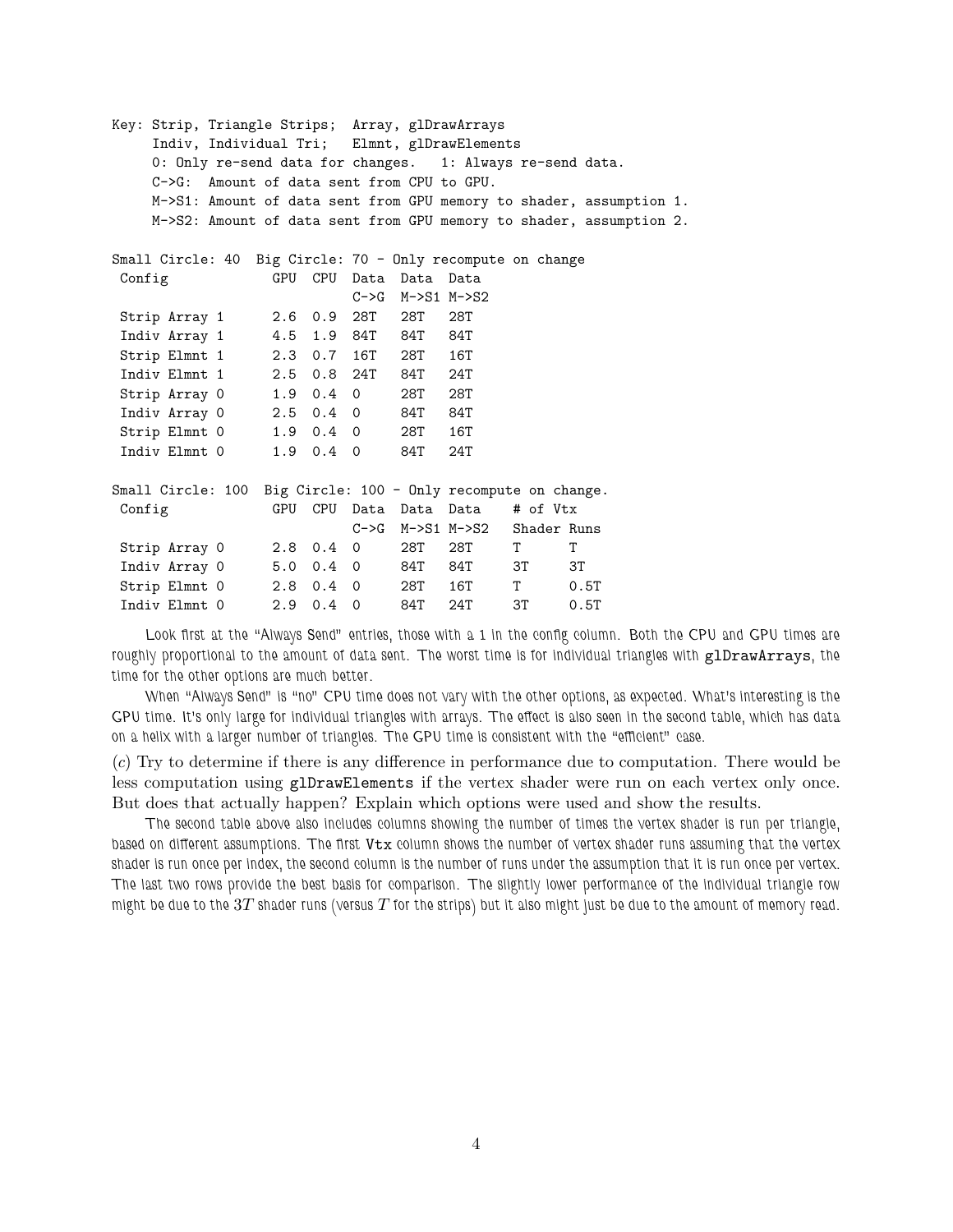```
Key: Strip, Triangle Strips;  Array, glDrawArrays
     Indiv, Individual Tri;   Elmnt, glDrawElements
     0: Only re-send data for changes.   1: Always re-send data.
     C->G:  Amount of data sent from CPU to GPU.
     M->S1: Amount of data sent from GPU memory to shader, assumption 1.
     M->S2: Amount of data sent from GPU memory to shader, assumption 2.
```

Small Circle: 40  Big Circle: 70 - Only recompute on change

| Config | GPU | CPU | Data C->G | Data M->S1 | Data M->S2 |
|---|---|---|---|---|---|
| Strip Array 1 | 2.6 | 0.9 | 28T | 28T | 28T |
| Indiv Array 1 | 4.5 | 1.9 | 84T | 84T | 84T |
| Strip Elmnt 1 | 2.3 | 0.7 | 16T | 28T | 16T |
| Indiv Elmnt 1 | 2.5 | 0.8 | 24T | 84T | 24T |
| Strip Array 0 | 1.9 | 0.4 | 0 | 28T | 28T |
| Indiv Array 0 | 2.5 | 0.4 | 0 | 84T | 84T |
| Strip Elmnt 0 | 1.9 | 0.4 | 0 | 28T | 16T |
| Indiv Elmnt 0 | 1.9 | 0.4 | 0 | 84T | 24T |

Small Circle: 100  Big Circle: 100 - Only recompute on change.

| Config | GPU | CPU | Data C->G | Data M->S1 | Data M->S2 | # of Vtx Shader Runs | |
|---|---|---|---|---|---|---|---|
| Strip Array 0 | 2.8 | 0.4 | 0 | 28T | 28T | T | T |
| Indiv Array 0 | 5.0 | 0.4 | 0 | 84T | 84T | 3T | 3T |
| Strip Elmnt 0 | 2.8 | 0.4 | 0 | 28T | 16T | T | 0.5T |
| Indiv Elmnt 0 | 2.9 | 0.4 | 0 | 84T | 24T | 3T | 0.5T |

*Look first at the "Always Send" entries, those with a 1 in the config column. Both the CPU and GPU times are roughly proportional to the amount of data sent. The worst time is for individual triangles with `glDrawArrays`, the time for the other options are much better.*

*When "Always Send" is "no" CPU time does not vary with the other options, as expected. What's interesting is the GPU time. It's only large for individual triangles with arrays. The effect is also seen in the second table, which has data on a helix with a larger number of triangles. The GPU time is consistent with the "efficient" case.*

(*c*) Try to determine if there is any difference in performance due to computation. There would be less computation using `glDrawElements` if the vertex shader were run on each vertex only once. But does that actually happen? Explain which options were used and show the results.

*The second table above also includes columns showing the number of times the vertex shader is run per triangle, based on different assumptions. The first `Vtx` column shows the number of vertex shader runs assuming that the vertex shader is run once per index, the second column is the number of runs under the assumption that it is run once per vertex. The last two rows provide the best basis for comparison. The slightly lower performance of the individual triangle row might be due to the $3T$ shader runs (versus $T$ for the strips) but it also might just be due to the amount of memory read.*